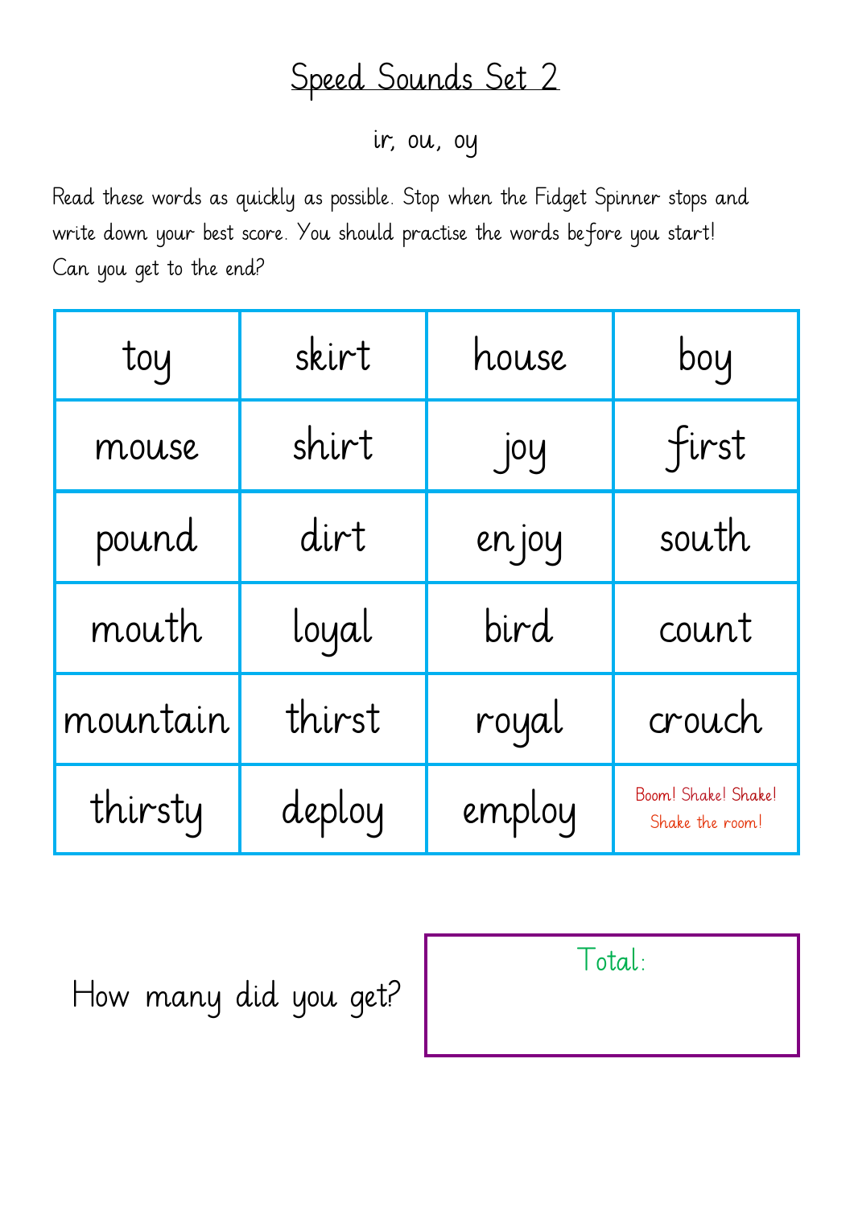# Speed Sounds Set 2

ir, ou, oy

Read these words as quickly as possible. Stop when the Fidget Spinner stops and write down your best score. You should practise the words before you start! Can you get to the end?

| | | | |
|---|---|---|---|
| toy | skirt | house | boy |
| mouse | shirt | joy | first |
| pound | dirt | enjoy | south |
| mouth | loyal | bird | count |
| mountain | thirst | royal | crouch |
| thirsty | deploy | employ | Boom! Shake! Shake! Shake the room! |

How many did you get?

| Total: |
|---|
| |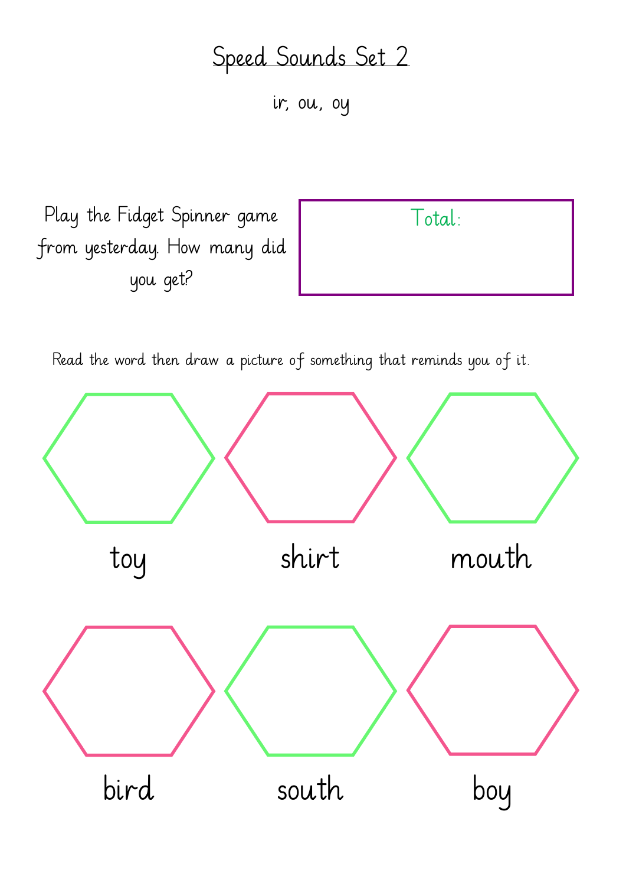# Speed Sounds Set 2

ir, ou, oy

Play the Fidget Spinner game from yesterday. How many did you get?

Total:

Read the word then draw a picture of something that reminds you of it.

toy

shirt

mouth

bird

south

boy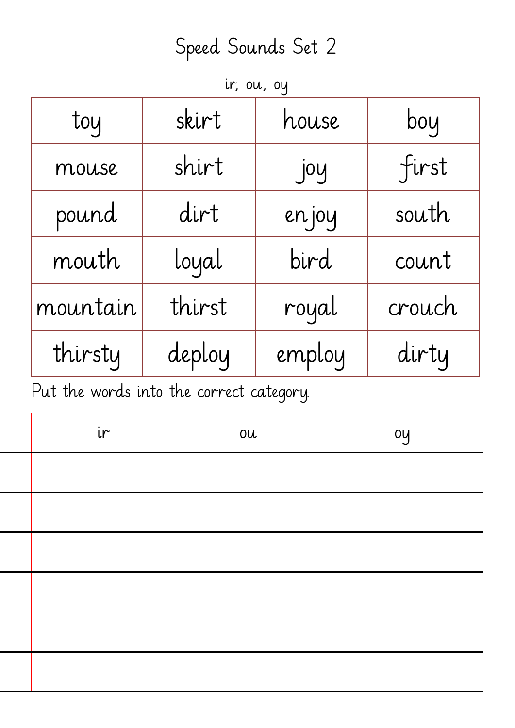# Speed Sounds Set 2

ir, ou, oy

| toy | skirt | house | boy |
|---|---|---|---|
| mouse | shirt | joy | first |
| pound | dirt | enjoy | south |
| mouth | loyal | bird | count |
| mountain | thirst | royal | crouch |
| thirsty | deploy | employ | dirty |

Put the words into the correct category.

| ir | ou | oy |
|---|---|---|
| | | |
| | | |
| | | |
| | | |
| | | |
| | | |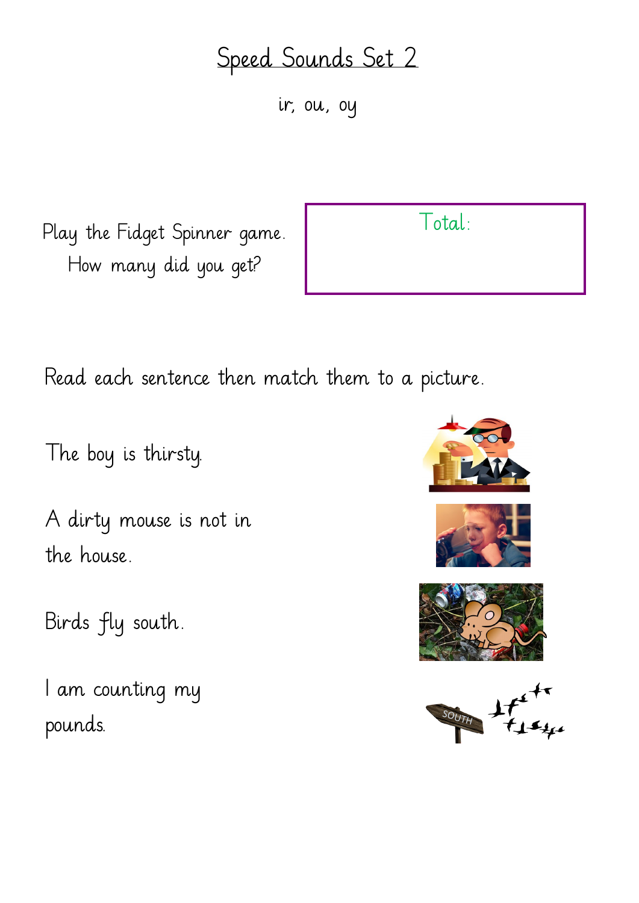# Speed Sounds Set 2

ir, ou, oy

Play the Fidget Spinner game. How many did you get?

| Total: |
| --- |
| |

Read each sentence then match them to a picture.

The boy is thirsty.

A dirty mouse is not in the house.

Birds fly south.

I am counting my pounds.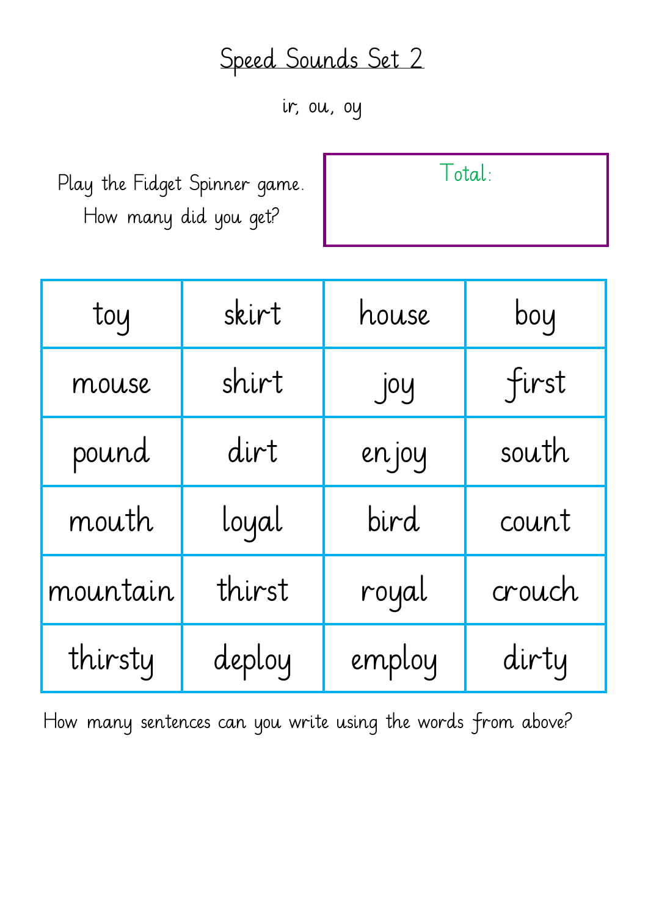# Speed Sounds Set 2

ir, ou, oy

Play the Fidget Spinner game.
How many did you get?

Total:

| toy | skirt | house | boy |
|---|---|---|---|
| mouse | shirt | joy | first |
| pound | dirt | enjoy | south |
| mouth | loyal | bird | count |
| mountain | thirst | royal | crouch |
| thirsty | deploy | employ | dirty |

How many sentences can you write using the words from above?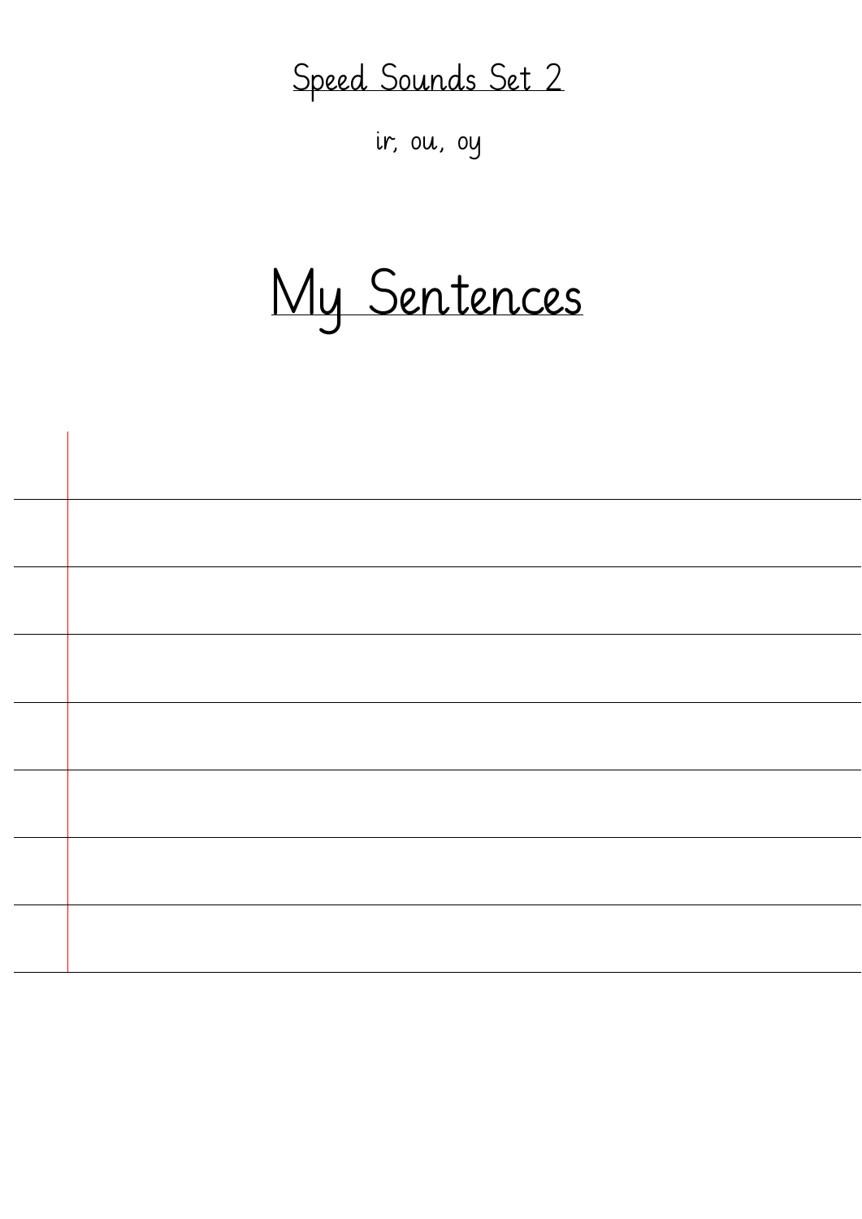## Speed Sounds Set 2

ir, ou, oy

# My Sentences